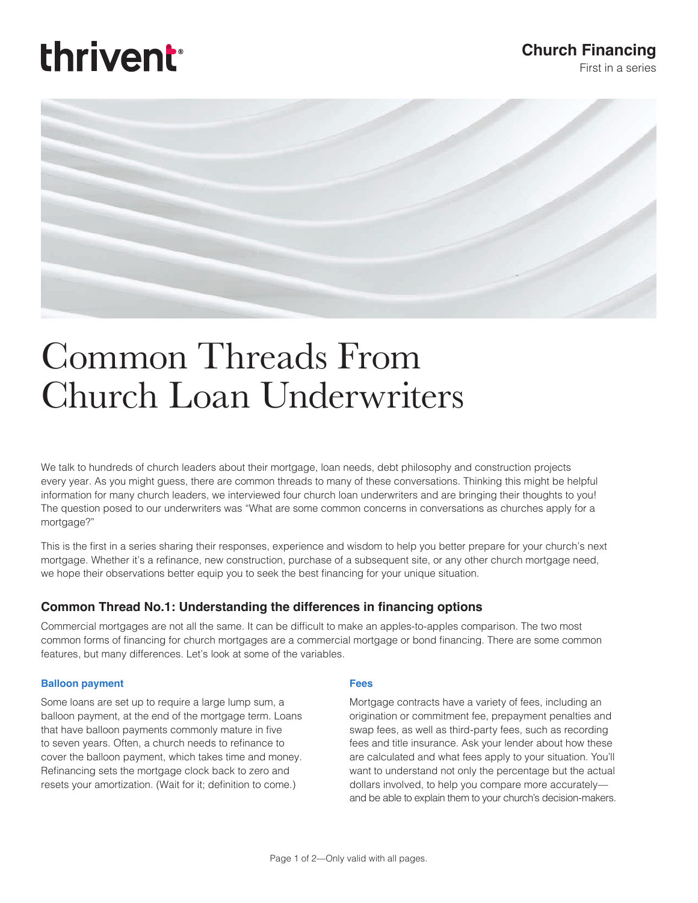# Church Financing

First in a series

# Common Threads From Church Loan Underwriters

We talk to hundreds of church leaders about their mortgage, loan needs, debt philosophy and construction projects every year. As you might guess, there are common threads to many of these conversations. Thinking this might be helpful information for many church leaders, we interviewed four church loan underwriters and are bringing their thoughts to you! The question posed to our underwriters was "What are some common concerns in conversations as churches apply for a mortgage?"

This is the first in a series sharing their responses, experience and wisdom to help you better prepare for your church's next mortgage. Whether it's a refinance, new construction, purchase of a subsequent site, or any other church mortgage need, we hope their observations better equip you to seek the best financing for your unique situation.

## Common Thread No.1: Understanding the differences in financing options

Commercial mortgages are not all the same. It can be difficult to make an apples-to-apples comparison. The two most common forms of financing for church mortgages are a commercial mortgage or bond financing. There are some common features, but many differences. Let's look at some of the variables.

### Balloon payment

Some loans are set up to require a large lump sum, a balloon payment, at the end of the mortgage term. Loans that have balloon payments commonly mature in five to seven years. Often, a church needs to refinance to cover the balloon payment, which takes time and money. Refinancing sets the mortgage clock back to zero and resets your amortization. (Wait for it; definition to come.)

### Fees

Mortgage contracts have a variety of fees, including an origination or commitment fee, prepayment penalties and swap fees, as well as third-party fees, such as recording fees and title insurance. Ask your lender about how these are calculated and what fees apply to your situation. You'll want to understand not only the percentage but the actual dollars involved, to help you compare more accurately—and be able to explain them to your church's decision-makers.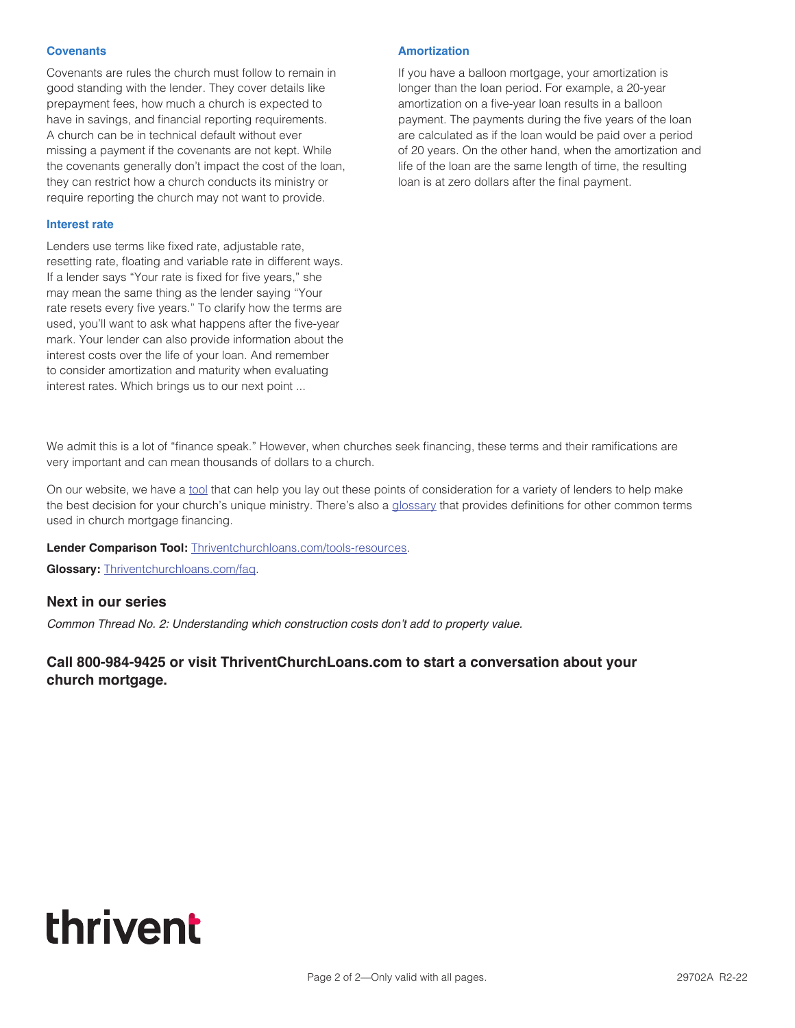### Covenants

Covenants are rules the church must follow to remain in good standing with the lender. They cover details like prepayment fees, how much a church is expected to have in savings, and financial reporting requirements. A church can be in technical default without ever missing a payment if the covenants are not kept. While the covenants generally don't impact the cost of the loan, they can restrict how a church conducts its ministry or require reporting the church may not want to provide.

### Interest rate

Lenders use terms like fixed rate, adjustable rate, resetting rate, floating and variable rate in different ways. If a lender says "Your rate is fixed for five years," she may mean the same thing as the lender saying "Your rate resets every five years." To clarify how the terms are used, you'll want to ask what happens after the five-year mark. Your lender can also provide information about the interest costs over the life of your loan. And remember to consider amortization and maturity when evaluating interest rates. Which brings us to our next point ...

### Amortization

If you have a balloon mortgage, your amortization is longer than the loan period. For example, a 20-year amortization on a five-year loan results in a balloon payment. The payments during the five years of the loan are calculated as if the loan would be paid over a period of 20 years. On the other hand, when the amortization and life of the loan are the same length of time, the resulting loan is at zero dollars after the final payment.

We admit this is a lot of "finance speak." However, when churches seek financing, these terms and their ramifications are very important and can mean thousands of dollars to a church.

On our website, we have a tool that can help you lay out these points of consideration for a variety of lenders to help make the best decision for your church's unique ministry. There's also a glossary that provides definitions for other common terms used in church mortgage financing.

**Lender Comparison Tool:** Thriventchurchloans.com/tools-resources.

**Glossary:** Thriventchurchloans.com/faq.

## Next in our series

*Common Thread No. 2: Understanding which construction costs don't add to property value.*

**Call 800-984-9425 or visit ThriventChurchLoans.com to start a conversation about your church mortgage.**

thrivent

Page 2 of 2—Only valid with all pages.

29702A R2-22